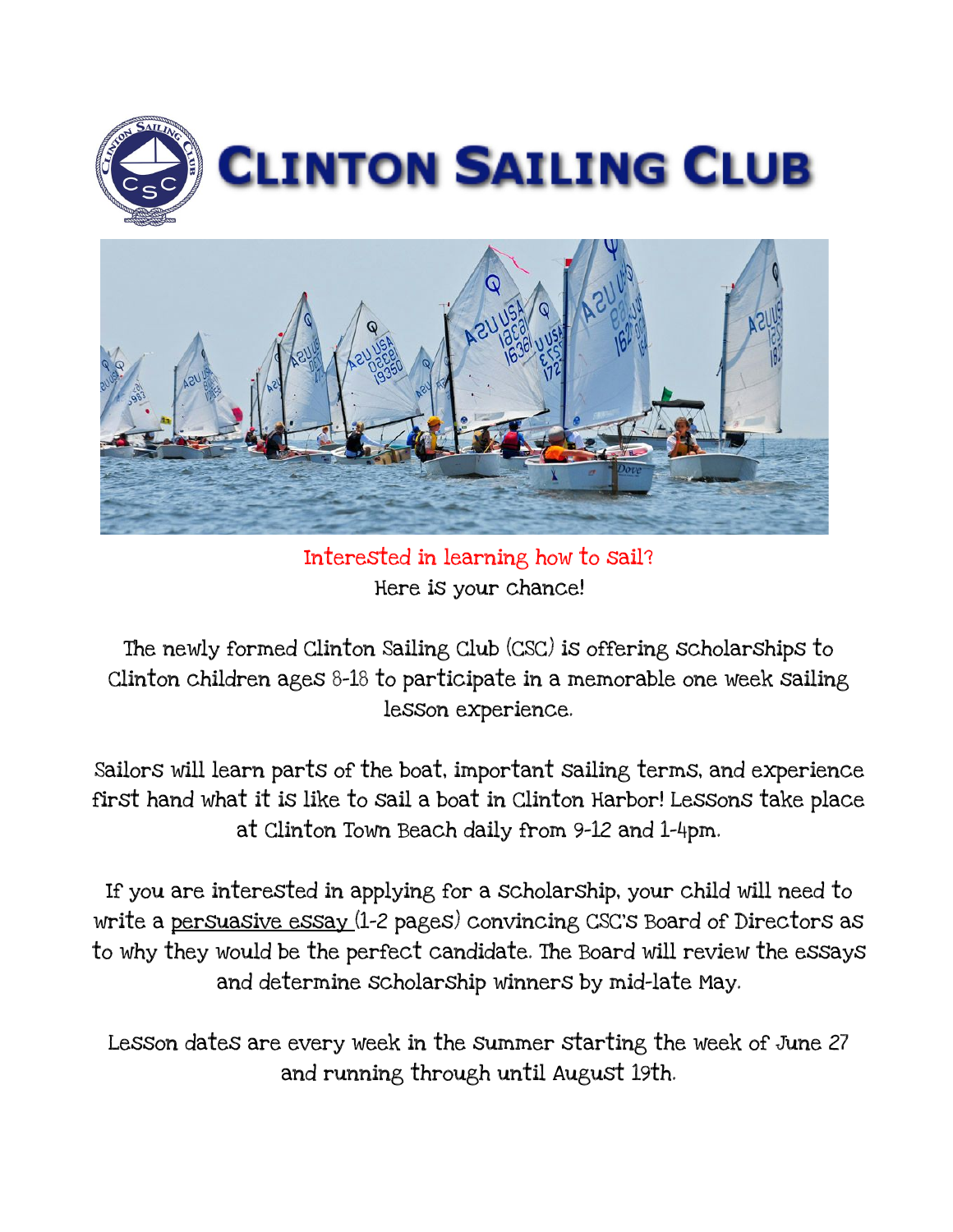# CLINTON SAILING CLUB

Interested in learning how to sail?
Here is your chance!

The newly formed Clinton Sailing Club (CSC) is offering scholarships to Clinton children ages 8-18 to participate in a memorable one week sailing lesson experience.

Sailors will learn parts of the boat, important sailing terms, and experience first hand what it is like to sail a boat in Clinton Harbor! Lessons take place at Clinton Town Beach daily from 9-12 and 1-4pm.

If you are interested in applying for a scholarship, your child will need to write a persuasive essay (1-2 pages) convincing CSC's Board of Directors as to why they would be the perfect candidate. The Board will review the essays and determine scholarship winners by mid-late May.

Lesson dates are every week in the summer starting the week of June 27 and running through until August 19th.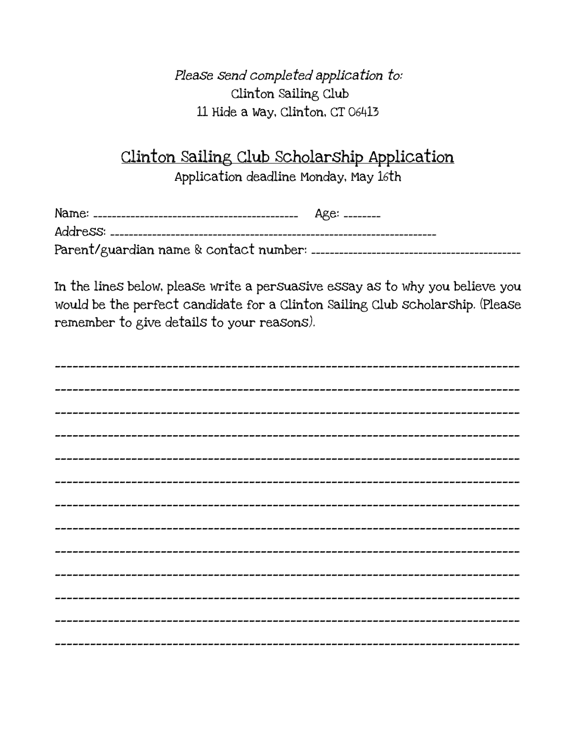*Please send completed application to:*
Clinton Sailing Club
11 Hide a Way, Clinton, CT 06413

## Clinton Sailing Club Scholarship Application

Application deadline Monday, May 16th

Name: ___________________________________ Age: ________
Address: ______________________________________________________
Parent/guardian name & contact number: _________________________________

In the lines below, please write a persuasive essay as to why you believe you would be the perfect candidate for a Clinton Sailing Club scholarship. (Please remember to give details to your reasons).

_______________________________________________________________________________

_______________________________________________________________________________

_______________________________________________________________________________

_______________________________________________________________________________

_______________________________________________________________________________

_______________________________________________________________________________

_______________________________________________________________________________

_______________________________________________________________________________

_______________________________________________________________________________

_______________________________________________________________________________

_______________________________________________________________________________

_______________________________________________________________________________

_______________________________________________________________________________